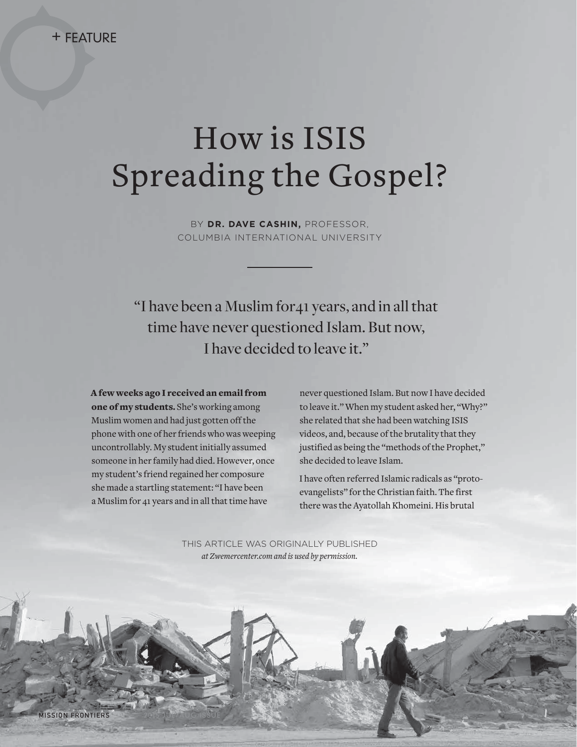+ FEATURE

# How is ISIS Spreading the Gospel?

BY **DR. DAVE CASHIN,** PROFESSOR, COLUMBIA INTERNATIONAL UNIVERSITY

"I have been a Muslim for41 years, and in all that time have never questioned Islam. But now, I have decided to leave it."

**A few weeks ago I received an email from one of my students.** She's working among Muslim women and had just gotten off the phone with one of her friends who was weeping uncontrollably. My student initially assumed someone in her family had died. However, once my student's friend regained her composure she made a startling statement: "I have been a Muslim for 41 years and in all that time have never questioned Islam. But now I have decided to leave it." When my student asked her, "Why?" she related that she had been watching ISIS videos, and, because of the brutality that they justified as being the "methods of the Prophet," she decided to leave Islam.

I have often referred Islamic radicals as "proto-evangelists" for the Christian faith. The first there was the Ayatollah Khomeini. His brutal

THIS ARTICLE WAS ORIGINALLY PUBLISHED *at Zwemercenter.com and is used by permission.*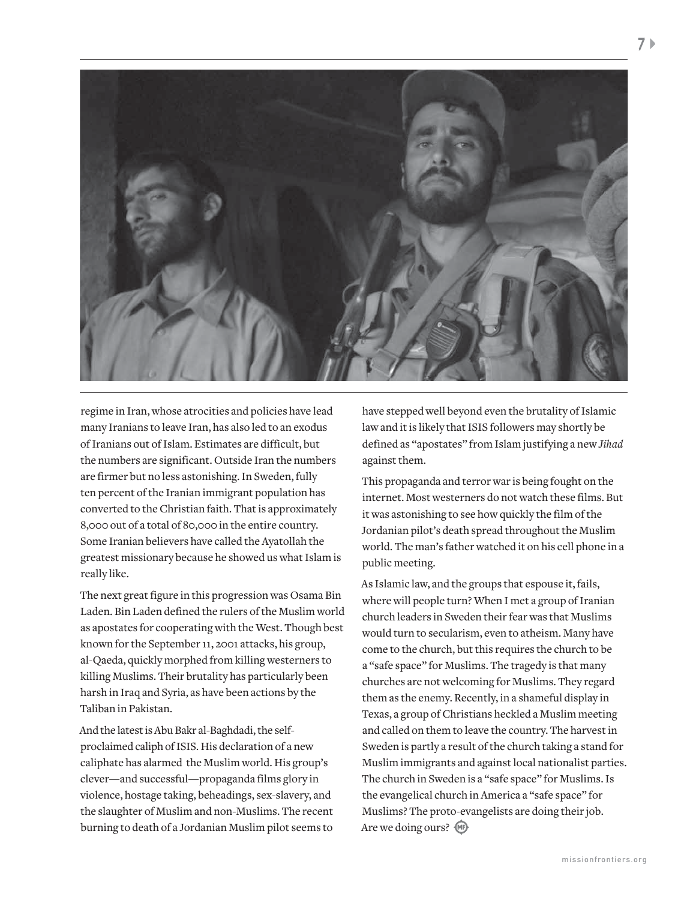regime in Iran, whose atrocities and policies have lead many Iranians to leave Iran, has also led to an exodus of Iranians out of Islam. Estimates are difficult, but the numbers are significant. Outside Iran the numbers are firmer but no less astonishing. In Sweden, fully ten percent of the Iranian immigrant population has converted to the Christian faith. That is approximately 8,000 out of a total of 80,000 in the entire country. Some Iranian believers have called the Ayatollah the greatest missionary because he showed us what Islam is really like.

The next great figure in this progression was Osama Bin Laden. Bin Laden defined the rulers of the Muslim world as apostates for cooperating with the West. Though best known for the September 11, 2001 attacks, his group, al-Qaeda, quickly morphed from killing westerners to killing Muslims. Their brutality has particularly been harsh in Iraq and Syria, as have been actions by the Taliban in Pakistan.

And the latest is Abu Bakr al-Baghdadi, the self-proclaimed caliph of ISIS. His declaration of a new caliphate has alarmed the Muslim world. His group's clever—and successful—propaganda films glory in violence, hostage taking, beheadings, sex-slavery, and the slaughter of Muslim and non-Muslims. The recent burning to death of a Jordanian Muslim pilot seems to have stepped well beyond even the brutality of Islamic law and it is likely that ISIS followers may shortly be defined as "apostates" from Islam justifying a new *Jihad* against them.

This propaganda and terror war is being fought on the internet. Most westerners do not watch these films. But it was astonishing to see how quickly the film of the Jordanian pilot's death spread throughout the Muslim world. The man's father watched it on his cell phone in a public meeting.

As Islamic law, and the groups that espouse it, fails, where will people turn? When I met a group of Iranian church leaders in Sweden their fear was that Muslims would turn to secularism, even to atheism. Many have come to the church, but this requires the church to be a "safe space" for Muslims. The tragedy is that many churches are not welcoming for Muslims. They regard them as the enemy. Recently, in a shameful display in Texas, a group of Christians heckled a Muslim meeting and called on them to leave the country. The harvest in Sweden is partly a result of the church taking a stand for Muslim immigrants and against local nationalist parties. The church in Sweden is a "safe space" for Muslims. Is the evangelical church in America a "safe space" for Muslims? The proto-evangelists are doing their job. Are we doing ours?